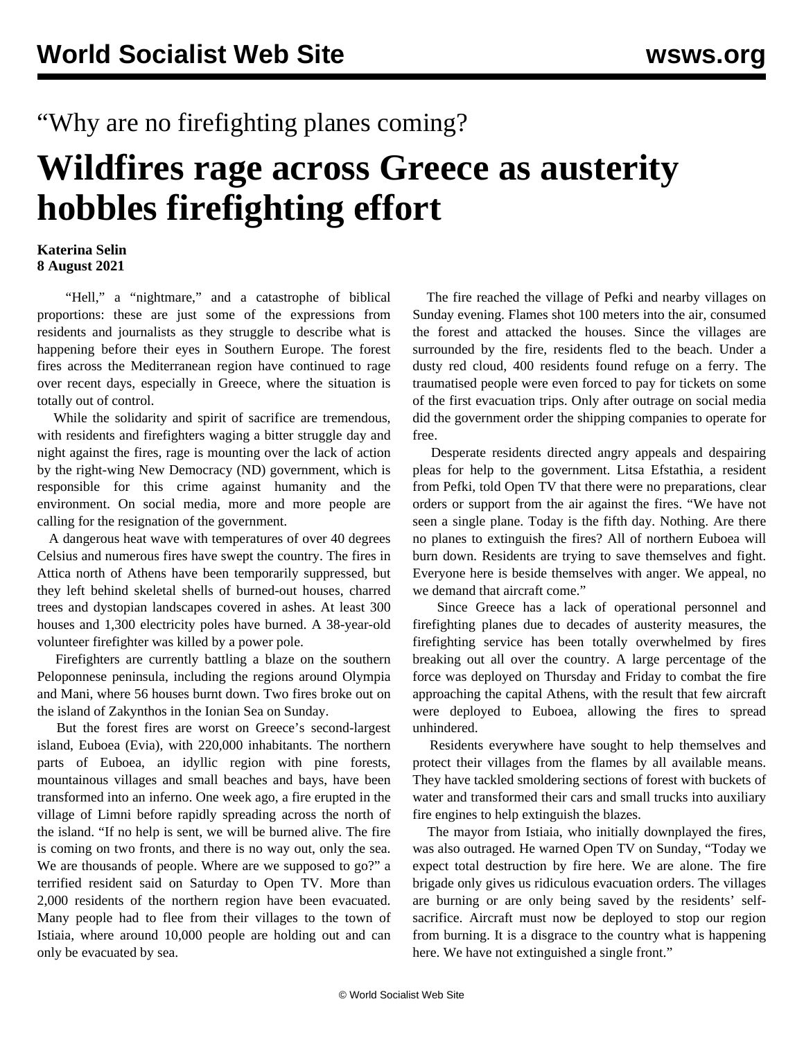“Why are no firefighting planes coming?

# Wildfires rage across Greece as austerity hobbles firefighting effort

**Katerina Selin**
**8 August 2021**

“Hell,” a “nightmare,” and a catastrophe of biblical proportions: these are just some of the expressions from residents and journalists as they struggle to describe what is happening before their eyes in Southern Europe. The forest fires across the Mediterranean region have continued to rage over recent days, especially in Greece, where the situation is totally out of control.

While the solidarity and spirit of sacrifice are tremendous, with residents and firefighters waging a bitter struggle day and night against the fires, rage is mounting over the lack of action by the right-wing New Democracy (ND) government, which is responsible for this crime against humanity and the environment. On social media, more and more people are calling for the resignation of the government.

A dangerous heat wave with temperatures of over 40 degrees Celsius and numerous fires have swept the country. The fires in Attica north of Athens have been temporarily suppressed, but they left behind skeletal shells of burned-out houses, charred trees and dystopian landscapes covered in ashes. At least 300 houses and 1,300 electricity poles have burned. A 38-year-old volunteer firefighter was killed by a power pole.

Firefighters are currently battling a blaze on the southern Peloponnese peninsula, including the regions around Olympia and Mani, where 56 houses burnt down. Two fires broke out on the island of Zakynthos in the Ionian Sea on Sunday.

But the forest fires are worst on Greece’s second-largest island, Euboea (Evia), with 220,000 inhabitants. The northern parts of Euboea, an idyllic region with pine forests, mountainous villages and small beaches and bays, have been transformed into an inferno. One week ago, a fire erupted in the village of Limni before rapidly spreading across the north of the island. “If no help is sent, we will be burned alive. The fire is coming on two fronts, and there is no way out, only the sea. We are thousands of people. Where are we supposed to go?” a terrified resident said on Saturday to Open TV. More than 2,000 residents of the northern region have been evacuated. Many people had to flee from their villages to the town of Istiaia, where around 10,000 people are holding out and can only be evacuated by sea.

The fire reached the village of Pefki and nearby villages on Sunday evening. Flames shot 100 meters into the air, consumed the forest and attacked the houses. Since the villages are surrounded by the fire, residents fled to the beach. Under a dusty red cloud, 400 residents found refuge on a ferry. The traumatised people were even forced to pay for tickets on some of the first evacuation trips. Only after outrage on social media did the government order the shipping companies to operate for free.

Desperate residents directed angry appeals and despairing pleas for help to the government. Litsa Efstathia, a resident from Pefki, told Open TV that there were no preparations, clear orders or support from the air against the fires. “We have not seen a single plane. Today is the fifth day. Nothing. Are there no planes to extinguish the fires? All of northern Euboea will burn down. Residents are trying to save themselves and fight. Everyone here is beside themselves with anger. We appeal, no we demand that aircraft come.”

Since Greece has a lack of operational personnel and firefighting planes due to decades of austerity measures, the firefighting service has been totally overwhelmed by fires breaking out all over the country. A large percentage of the force was deployed on Thursday and Friday to combat the fire approaching the capital Athens, with the result that few aircraft were deployed to Euboea, allowing the fires to spread unhindered.

Residents everywhere have sought to help themselves and protect their villages from the flames by all available means. They have tackled smoldering sections of forest with buckets of water and transformed their cars and small trucks into auxiliary fire engines to help extinguish the blazes.

The mayor from Istiaia, who initially downplayed the fires, was also outraged. He warned Open TV on Sunday, “Today we expect total destruction by fire here. We are alone. The fire brigade only gives us ridiculous evacuation orders. The villages are burning or are only being saved by the residents’ self-sacrifice. Aircraft must now be deployed to stop our region from burning. It is a disgrace to the country what is happening here. We have not extinguished a single front.”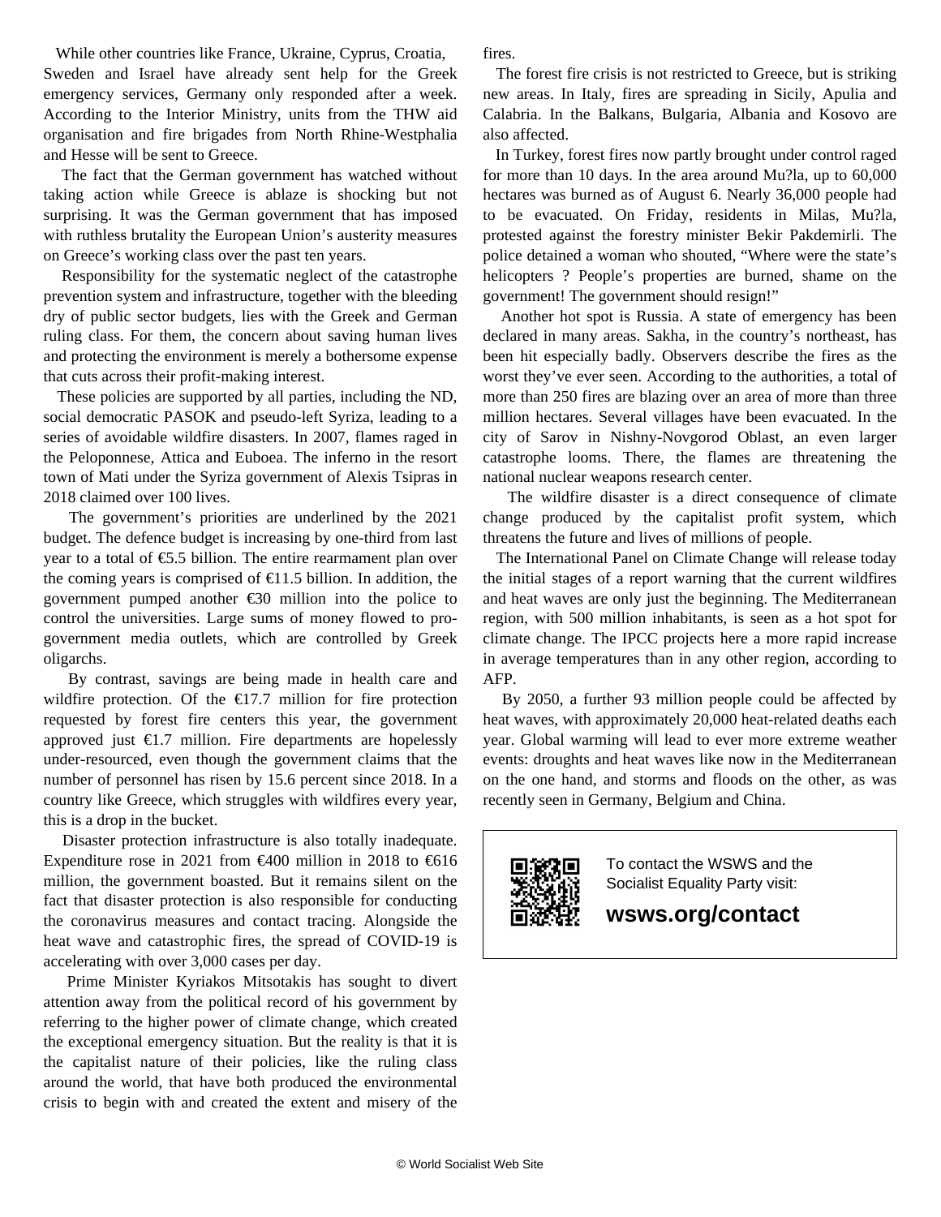While other countries like France, Ukraine, Cyprus, Croatia, Sweden and Israel have already sent help for the Greek emergency services, Germany only responded after a week. According to the Interior Ministry, units from the THW aid organisation and fire brigades from North Rhine-Westphalia and Hesse will be sent to Greece.

The fact that the German government has watched without taking action while Greece is ablaze is shocking but not surprising. It was the German government that has imposed with ruthless brutality the European Union's austerity measures on Greece's working class over the past ten years.

Responsibility for the systematic neglect of the catastrophe prevention system and infrastructure, together with the bleeding dry of public sector budgets, lies with the Greek and German ruling class. For them, the concern about saving human lives and protecting the environment is merely a bothersome expense that cuts across their profit-making interest.

These policies are supported by all parties, including the ND, social democratic PASOK and pseudo-left Syriza, leading to a series of avoidable wildfire disasters. In 2007, flames raged in the Peloponnese, Attica and Euboea. The inferno in the resort town of Mati under the Syriza government of Alexis Tsipras in 2018 claimed over 100 lives.

The government's priorities are underlined by the 2021 budget. The defence budget is increasing by one-third from last year to a total of €5.5 billion. The entire rearmament plan over the coming years is comprised of €11.5 billion. In addition, the government pumped another €30 million into the police to control the universities. Large sums of money flowed to pro-government media outlets, which are controlled by Greek oligarchs.

By contrast, savings are being made in health care and wildfire protection. Of the €17.7 million for fire protection requested by forest fire centers this year, the government approved just €1.7 million. Fire departments are hopelessly under-resourced, even though the government claims that the number of personnel has risen by 15.6 percent since 2018. In a country like Greece, which struggles with wildfires every year, this is a drop in the bucket.

Disaster protection infrastructure is also totally inadequate. Expenditure rose in 2021 from €400 million in 2018 to €616 million, the government boasted. But it remains silent on the fact that disaster protection is also responsible for conducting the coronavirus measures and contact tracing. Alongside the heat wave and catastrophic fires, the spread of COVID-19 is accelerating with over 3,000 cases per day.

Prime Minister Kyriakos Mitsotakis has sought to divert attention away from the political record of his government by referring to the higher power of climate change, which created the exceptional emergency situation. But the reality is that it is the capitalist nature of their policies, like the ruling class around the world, that have both produced the environmental crisis to begin with and created the extent and misery of the fires.

The forest fire crisis is not restricted to Greece, but is striking new areas. In Italy, fires are spreading in Sicily, Apulia and Calabria. In the Balkans, Bulgaria, Albania and Kosovo are also affected.

In Turkey, forest fires now partly brought under control raged for more than 10 days. In the area around Mu?la, up to 60,000 hectares was burned as of August 6. Nearly 36,000 people had to be evacuated. On Friday, residents in Milas, Mu?la, protested against the forestry minister Bekir Pakdemirli. The police detained a woman who shouted, "Where were the state's helicopters ? People's properties are burned, shame on the government! The government should resign!"

Another hot spot is Russia. A state of emergency has been declared in many areas. Sakha, in the country's northeast, has been hit especially badly. Observers describe the fires as the worst they've ever seen. According to the authorities, a total of more than 250 fires are blazing over an area of more than three million hectares. Several villages have been evacuated. In the city of Sarov in Nishny-Novgorod Oblast, an even larger catastrophe looms. There, the flames are threatening the national nuclear weapons research center.

The wildfire disaster is a direct consequence of climate change produced by the capitalist profit system, which threatens the future and lives of millions of people.

The International Panel on Climate Change will release today the initial stages of a report warning that the current wildfires and heat waves are only just the beginning. The Mediterranean region, with 500 million inhabitants, is seen as a hot spot for climate change. The IPCC projects here a more rapid increase in average temperatures than in any other region, according to AFP.

By 2050, a further 93 million people could be affected by heat waves, with approximately 20,000 heat-related deaths each year. Global warming will lead to ever more extreme weather events: droughts and heat waves like now in the Mediterranean on the one hand, and storms and floods on the other, as was recently seen in Germany, Belgium and China.

To contact the WSWS and the Socialist Equality Party visit:

**wsws.org/contact**